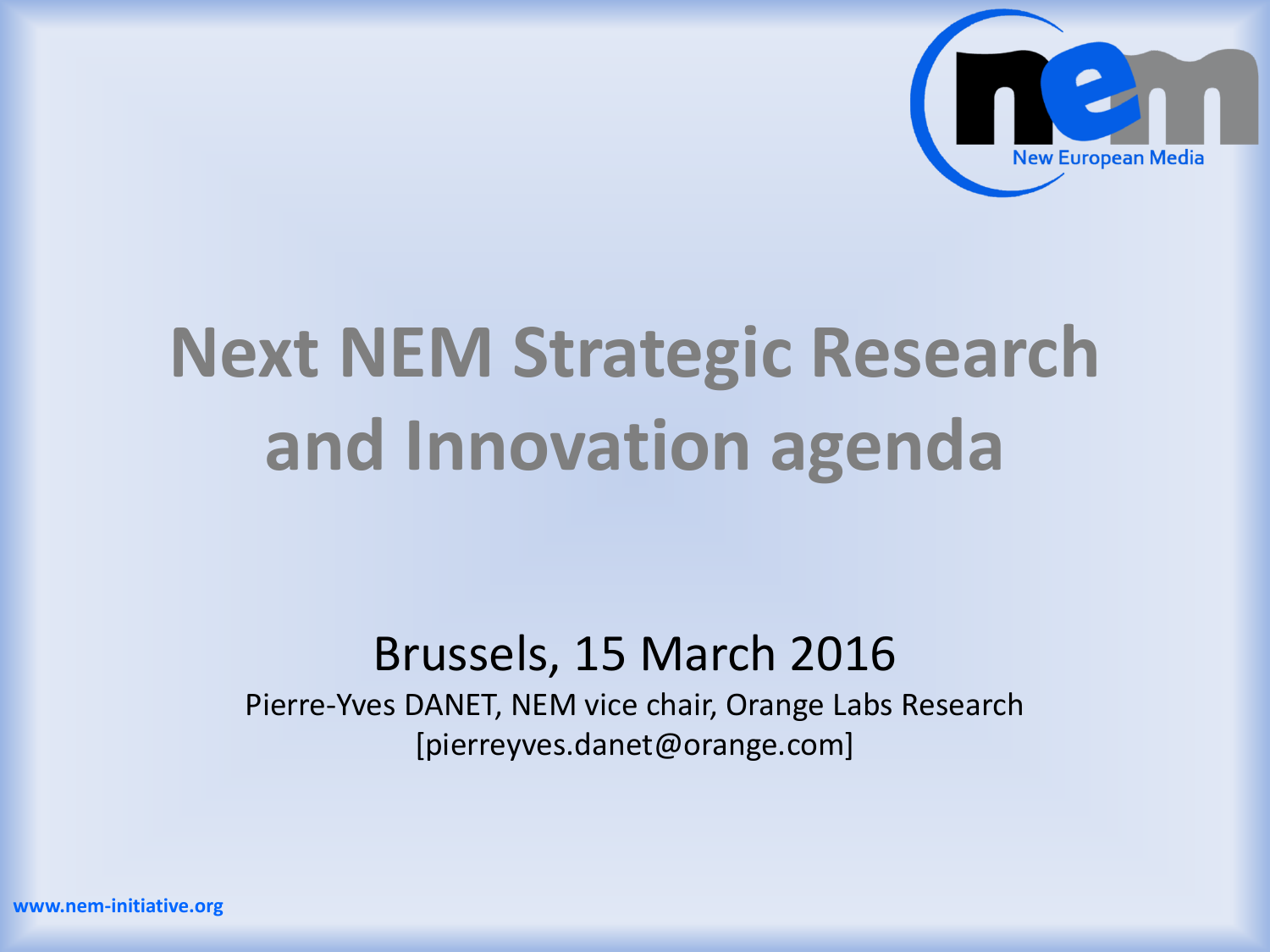# Next NEM Strategic Research and Innovation agenda

Brussels, 15 March 2016

Pierre-Yves DANET, NEM vice chair, Orange Labs Research

[pierreyves.danet@orange.com]

www.nem-initiative.org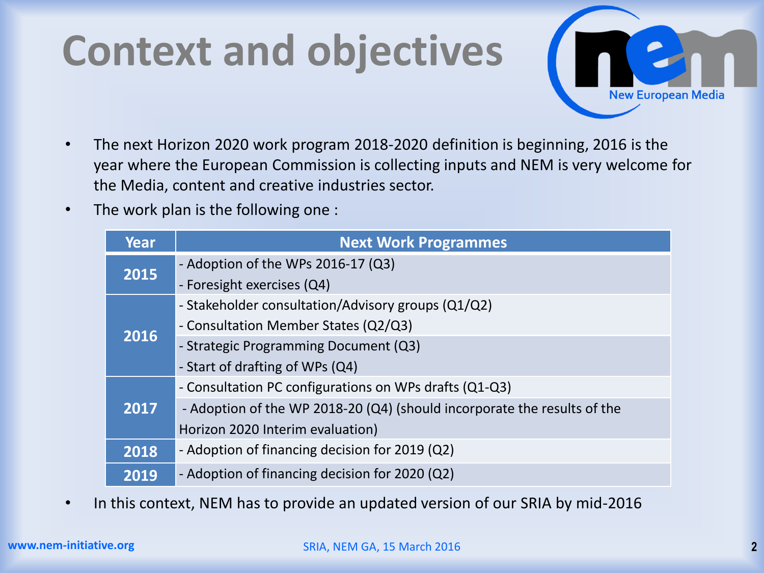# Context and objectives

- The next Horizon 2020 work program 2018-2020 definition is beginning, 2016 is the year where the European Commission is collecting inputs and NEM is very welcome for the Media, content and creative industries sector.
- The work plan is the following one :

| Year | Next Work Programmes |
| --- | --- |
| 2015 | - Adoption of the WPs 2016-17 (Q3)<br>- Foresight exercises (Q4) |
| 2016 | - Stakeholder consultation/Advisory groups (Q1/Q2)<br>- Consultation Member States (Q2/Q3) |
| | - Strategic Programming Document (Q3)<br>- Start of drafting of WPs (Q4) |
| 2017 | - Consultation PC configurations on WPs drafts (Q1-Q3) |
| | - Adoption of the WP 2018-20 (Q4) (should incorporate the results of the Horizon 2020 Interim evaluation) |
| 2018 | - Adoption of financing decision for 2019 (Q2) |
| 2019 | - Adoption of financing decision for 2020 (Q2) |

- In this context, NEM has to provide an updated version of our SRIA by mid-2016

www.nem-initiative.org

SRIA, NEM GA, 15 March 2016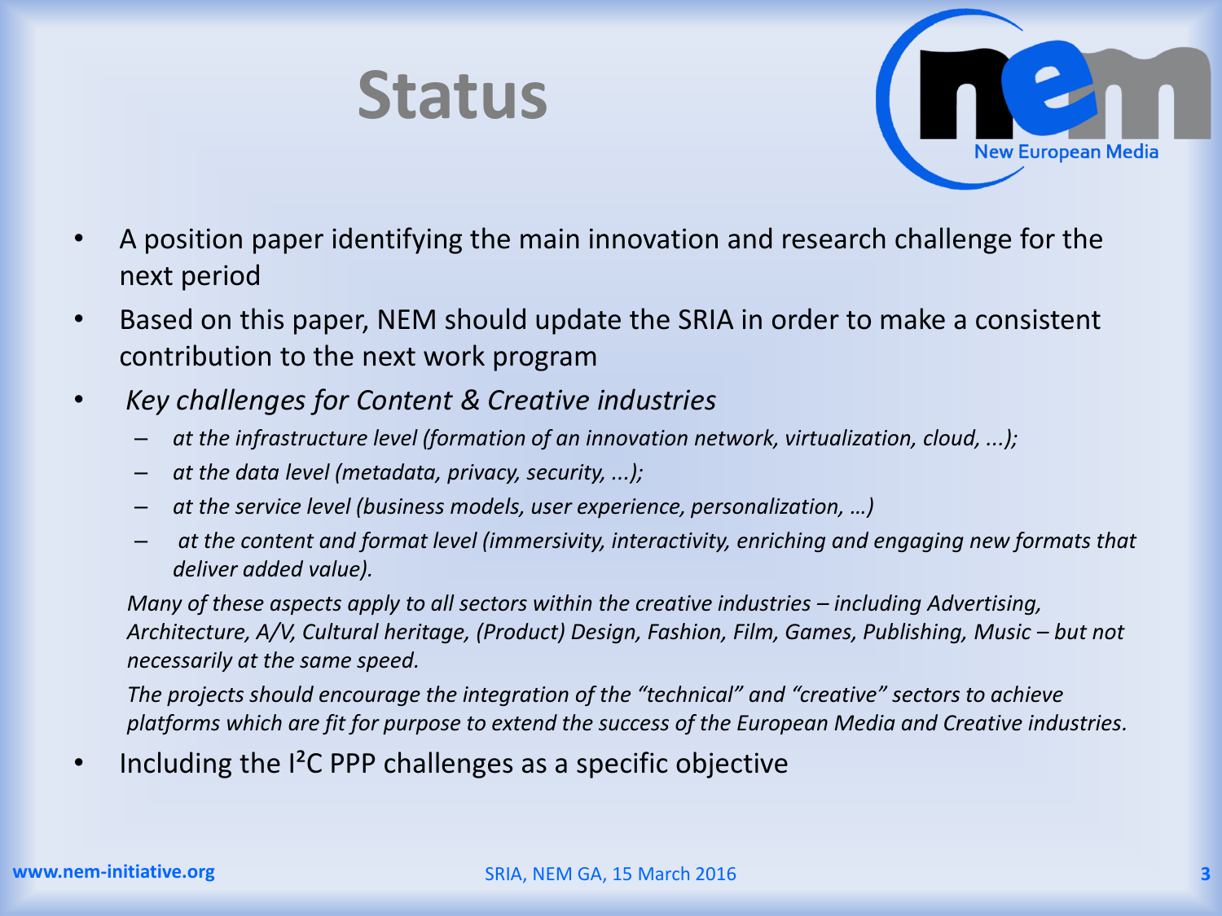# Status

- A position paper identifying the main innovation and research challenge for the next period
- Based on this paper, NEM should update the SRIA in order to make a consistent contribution to the next work program
- *Key challenges for Content & Creative industries*
  - *at the infrastructure level (formation of an innovation network, virtualization, cloud, ...);*
  - *at the data level (metadata, privacy, security, ...);*
  - *at the service level (business models, user experience, personalization, …)*
  - *at the content and format level (immersivity, interactivity, enriching and engaging new formats that deliver added value).*

  *Many of these aspects apply to all sectors within the creative industries – including Advertising, Architecture, A/V, Cultural heritage, (Product) Design, Fashion, Film, Games, Publishing, Music – but not necessarily at the same speed.*

  *The projects should encourage the integration of the "technical" and "creative" sectors to achieve platforms which are fit for purpose to extend the success of the European Media and Creative industries.*
- Including the I²C PPP challenges as a specific objective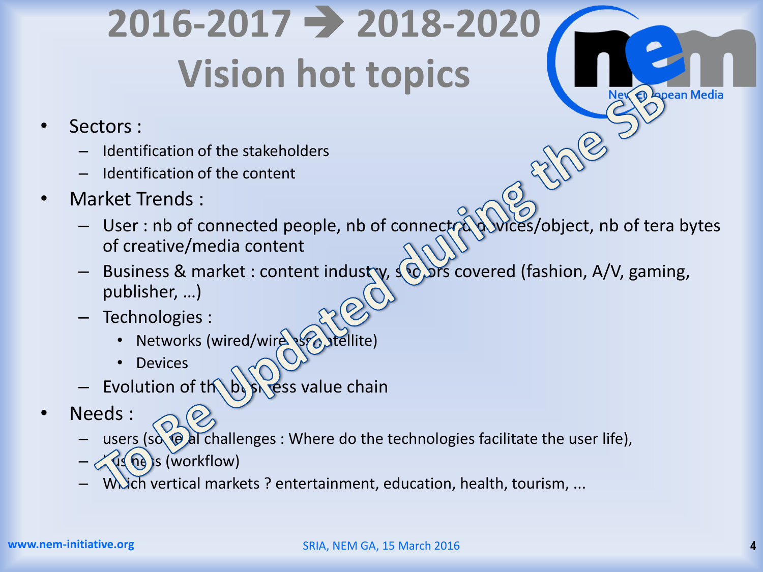# 2016-2017 → 2018-2020 Vision hot topics

To Be Updated during the SB

- Sectors :
  - Identification of the stakeholders
  - Identification of the content
- Market Trends :
  - User : nb of connected people, nb of connected devices/object, nb of tera bytes of creative/media content
  - Business & market : content industry, sectors covered (fashion, A/V, gaming, publisher, …)
  - Technologies :
    - Networks (wired/wireless/satellite)
    - Devices
  - Evolution of the business value chain
- Needs :
  - users (societal challenges : Where do the technologies facilitate the user life),
  - business (workflow)
  - Which vertical markets ? entertainment, education, health, tourism, ...

www.nem-initiative.org

SRIA, NEM GA, 15 March 2016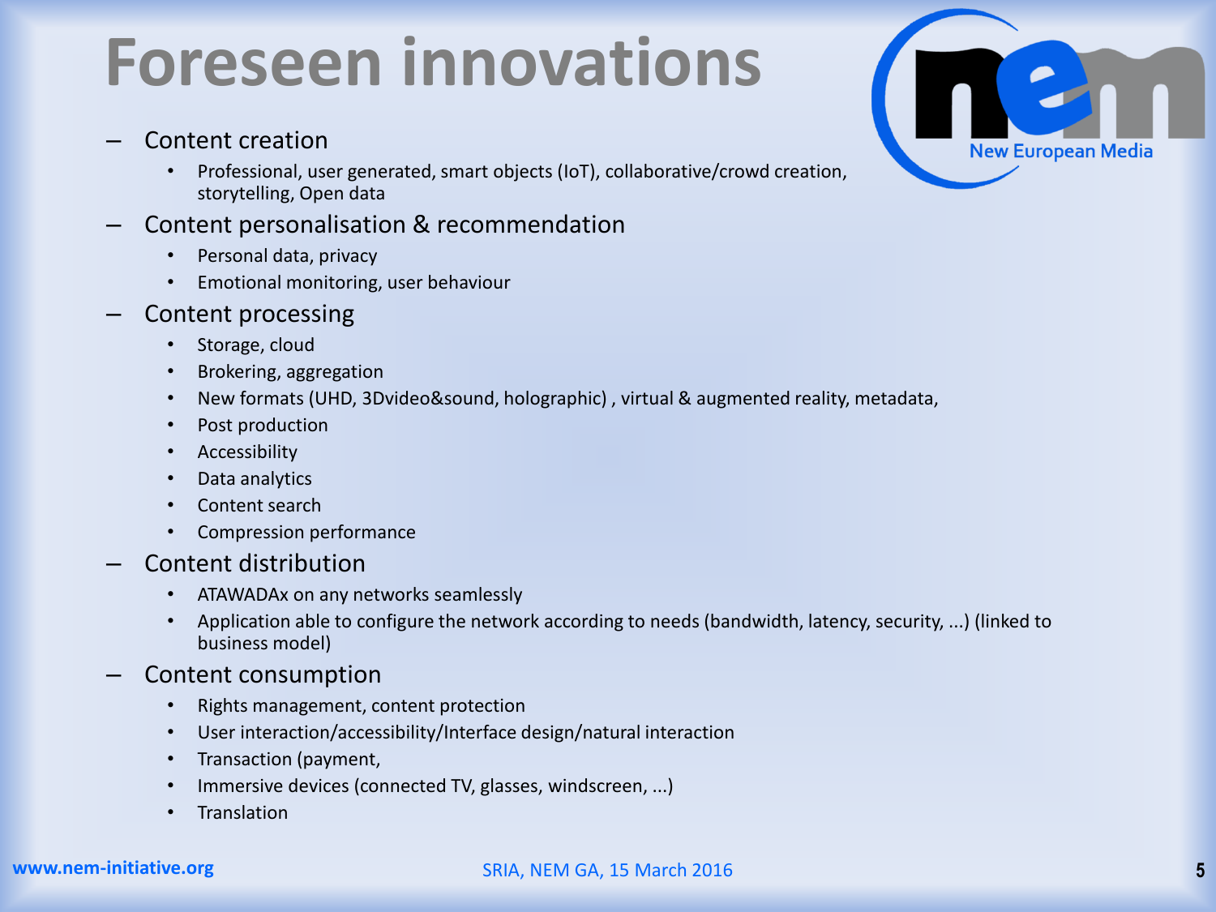# Foreseen innovations

- Content creation
  - Professional, user generated, smart objects (IoT), collaborative/crowd creation, storytelling, Open data
- Content personalisation & recommendation
  - Personal data, privacy
  - Emotional monitoring, user behaviour
- Content processing
  - Storage, cloud
  - Brokering, aggregation
  - New formats (UHD, 3Dvideo&sound, holographic) , virtual & augmented reality, metadata,
  - Post production
  - Accessibility
  - Data analytics
  - Content search
  - Compression performance
- Content distribution
  - ATAWADAx on any networks seamlessly
  - Application able to configure the network according to needs (bandwidth, latency, security, ...) (linked to business model)
- Content consumption
  - Rights management, content protection
  - User interaction/accessibility/Interface design/natural interaction
  - Transaction (payment,
  - Immersive devices (connected TV, glasses, windscreen, ...)
  - Translation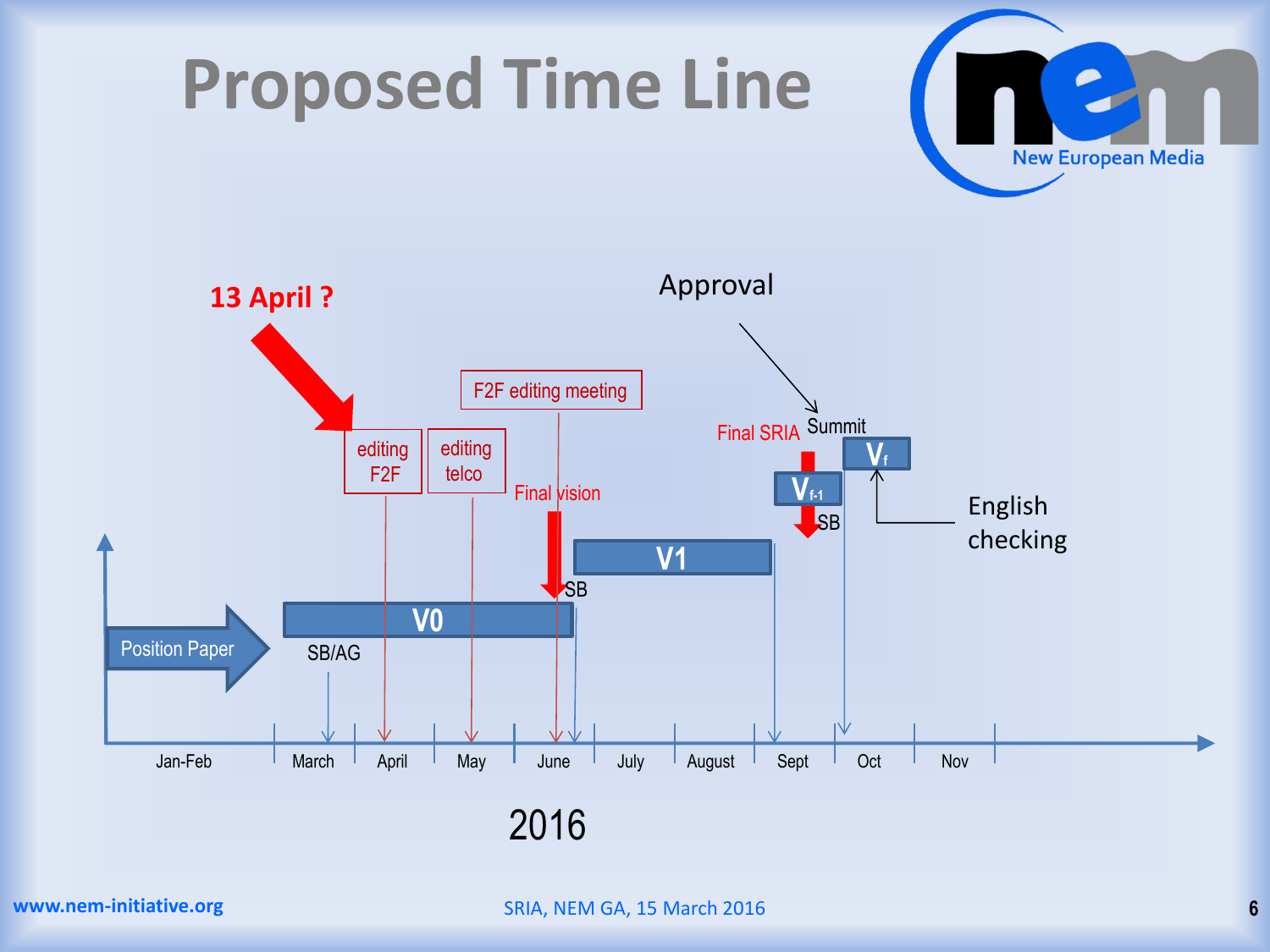# Proposed Time Line

13 April ?

Approval

F2F editing meeting

editing F2F

editing telco

Final vision

Final SRIA

Summit

$V_f$

$V_{f-1}$

SB

English checking

V1

SB

V0

Position Paper

SB/AG

Jan-Feb | March | April | May | June | July | August | Sept | Oct | Nov

2016

www.nem-initiative.org

SRIA, NEM GA, 15 March 2016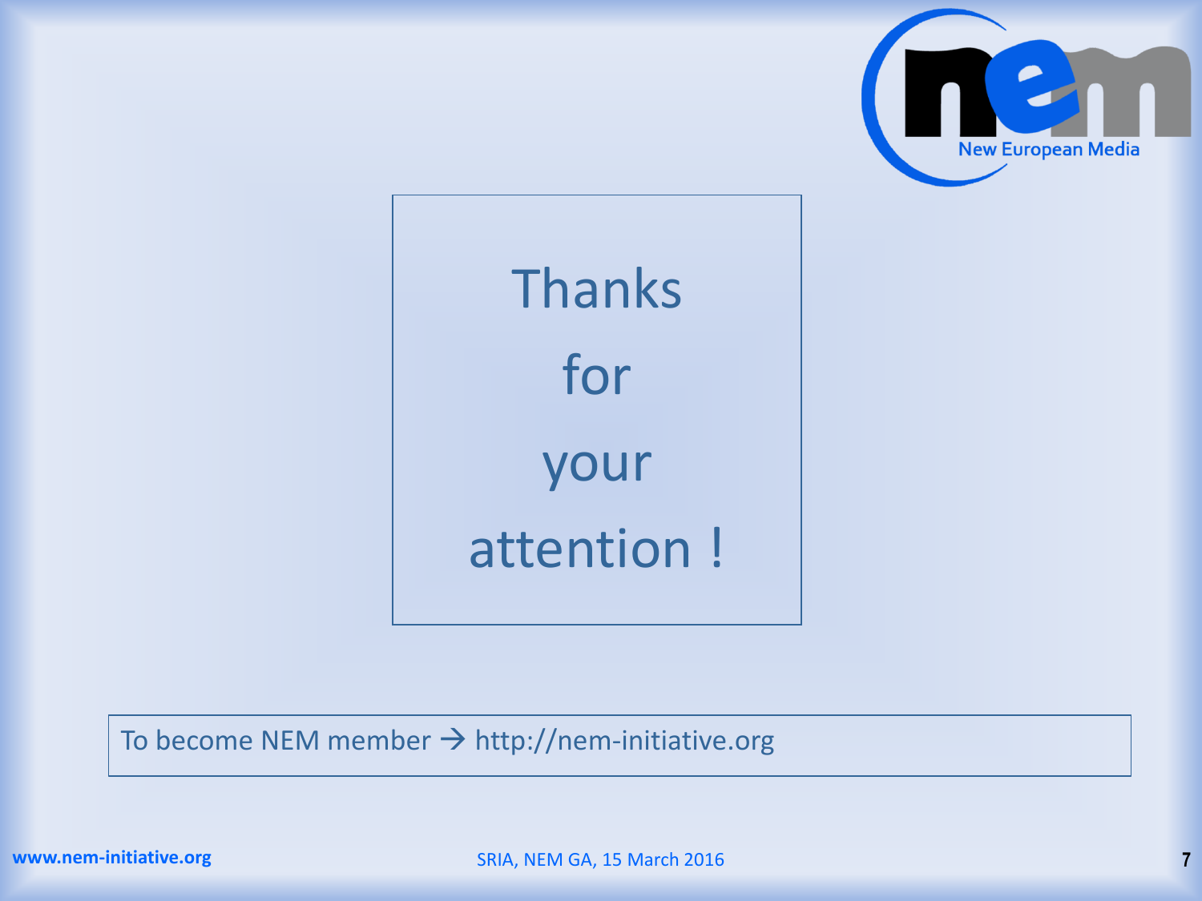Thanks

for

your

attention !

To become NEM member → http://nem-initiative.org